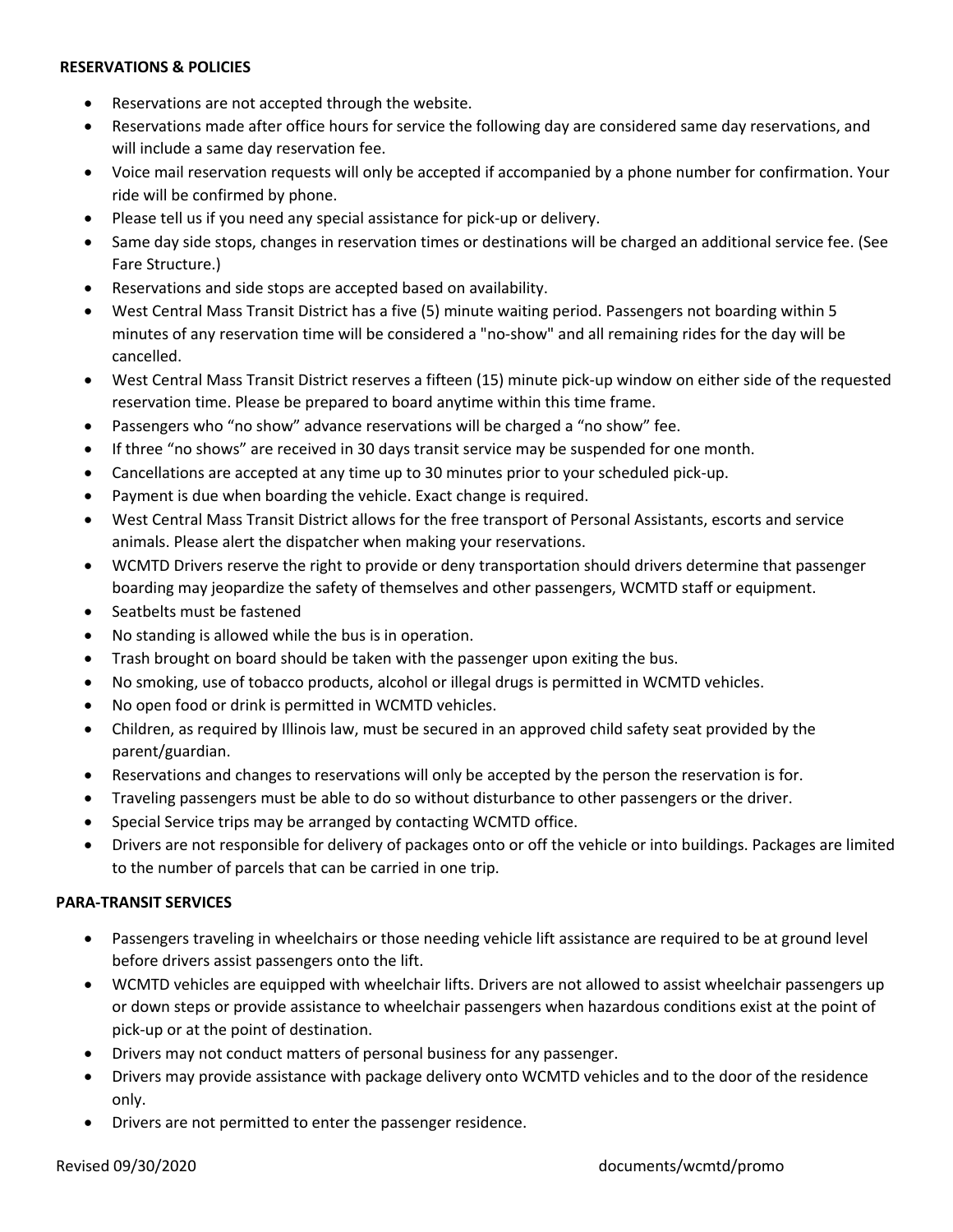**RESERVATIONS & POLICIES**

- Reservations are not accepted through the website.
- Reservations made after office hours for service the following day are considered same day reservations, and will include a same day reservation fee.
- Voice mail reservation requests will only be accepted if accompanied by a phone number for confirmation. Your ride will be confirmed by phone.
- Please tell us if you need any special assistance for pick-up or delivery.
- Same day side stops, changes in reservation times or destinations will be charged an additional service fee. (See Fare Structure.)
- Reservations and side stops are accepted based on availability.
- West Central Mass Transit District has a five (5) minute waiting period. Passengers not boarding within 5 minutes of any reservation time will be considered a "no-show" and all remaining rides for the day will be cancelled.
- West Central Mass Transit District reserves a fifteen (15) minute pick-up window on either side of the requested reservation time. Please be prepared to board anytime within this time frame.
- Passengers who "no show" advance reservations will be charged a "no show" fee.
- If three "no shows" are received in 30 days transit service may be suspended for one month.
- Cancellations are accepted at any time up to 30 minutes prior to your scheduled pick-up.
- Payment is due when boarding the vehicle. Exact change is required.
- West Central Mass Transit District allows for the free transport of Personal Assistants, escorts and service animals. Please alert the dispatcher when making your reservations.
- WCMTD Drivers reserve the right to provide or deny transportation should drivers determine that passenger boarding may jeopardize the safety of themselves and other passengers, WCMTD staff or equipment.
- Seatbelts must be fastened
- No standing is allowed while the bus is in operation.
- Trash brought on board should be taken with the passenger upon exiting the bus.
- No smoking, use of tobacco products, alcohol or illegal drugs is permitted in WCMTD vehicles.
- No open food or drink is permitted in WCMTD vehicles.
- Children, as required by Illinois law, must be secured in an approved child safety seat provided by the parent/guardian.
- Reservations and changes to reservations will only be accepted by the person the reservation is for.
- Traveling passengers must be able to do so without disturbance to other passengers or the driver.
- Special Service trips may be arranged by contacting WCMTD office.
- Drivers are not responsible for delivery of packages onto or off the vehicle or into buildings. Packages are limited to the number of parcels that can be carried in one trip.

**PARA-TRANSIT SERVICES**

- Passengers traveling in wheelchairs or those needing vehicle lift assistance are required to be at ground level before drivers assist passengers onto the lift.
- WCMTD vehicles are equipped with wheelchair lifts. Drivers are not allowed to assist wheelchair passengers up or down steps or provide assistance to wheelchair passengers when hazardous conditions exist at the point of pick-up or at the point of destination.
- Drivers may not conduct matters of personal business for any passenger.
- Drivers may provide assistance with package delivery onto WCMTD vehicles and to the door of the residence only.
- Drivers are not permitted to enter the passenger residence.

Revised 09/30/2020 documents/wcmtd/promo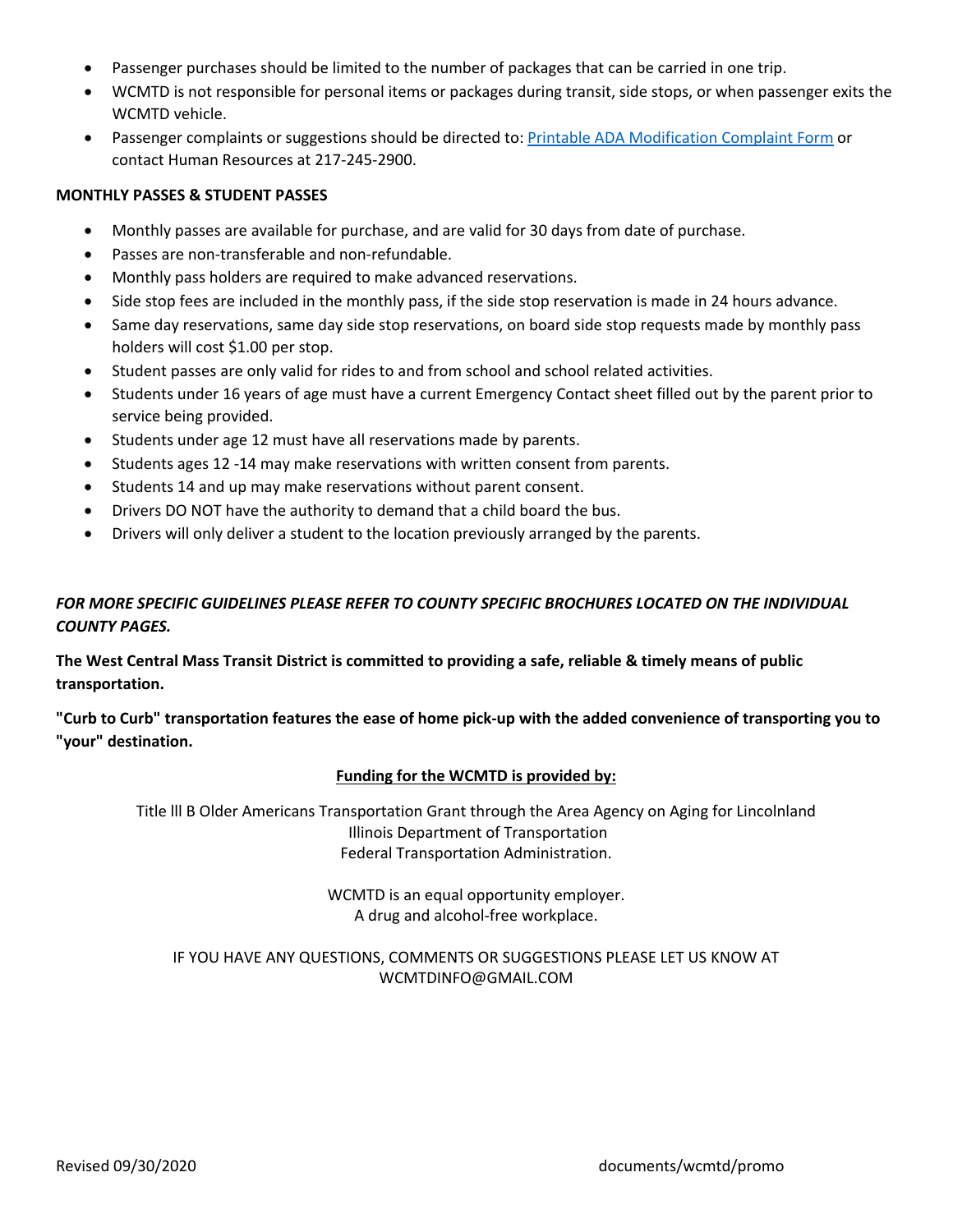- Passenger purchases should be limited to the number of packages that can be carried in one trip.
- WCMTD is not responsible for personal items or packages during transit, side stops, or when passenger exits the WCMTD vehicle.
- Passenger complaints or suggestions should be directed to: Printable ADA Modification Complaint Form or contact Human Resources at 217-245-2900.

**MONTHLY PASSES & STUDENT PASSES**

- Monthly passes are available for purchase, and are valid for 30 days from date of purchase.
- Passes are non-transferable and non-refundable.
- Monthly pass holders are required to make advanced reservations.
- Side stop fees are included in the monthly pass, if the side stop reservation is made in 24 hours advance.
- Same day reservations, same day side stop reservations, on board side stop requests made by monthly pass holders will cost $1.00 per stop.
- Student passes are only valid for rides to and from school and school related activities.
- Students under 16 years of age must have a current Emergency Contact sheet filled out by the parent prior to service being provided.
- Students under age 12 must have all reservations made by parents.
- Students ages 12 -14 may make reservations with written consent from parents.
- Students 14 and up may make reservations without parent consent.
- Drivers DO NOT have the authority to demand that a child board the bus.
- Drivers will only deliver a student to the location previously arranged by the parents.

***FOR MORE SPECIFIC GUIDELINES PLEASE REFER TO COUNTY SPECIFIC BROCHURES LOCATED ON THE INDIVIDUAL COUNTY PAGES.***

**The West Central Mass Transit District is committed to providing a safe, reliable & timely means of public transportation.**

**"Curb to Curb" transportation features the ease of home pick-up with the added convenience of transporting you to "your" destination.**

**Funding for the WCMTD is provided by:**

Title lll B Older Americans Transportation Grant through the Area Agency on Aging for Lincolnland
Illinois Department of Transportation
Federal Transportation Administration.

WCMTD is an equal opportunity employer.
A drug and alcohol-free workplace.

IF YOU HAVE ANY QUESTIONS, COMMENTS OR SUGGESTIONS PLEASE LET US KNOW AT WCMTDINFO@GMAIL.COM

Revised 09/30/2020 documents/wcmtd/promo